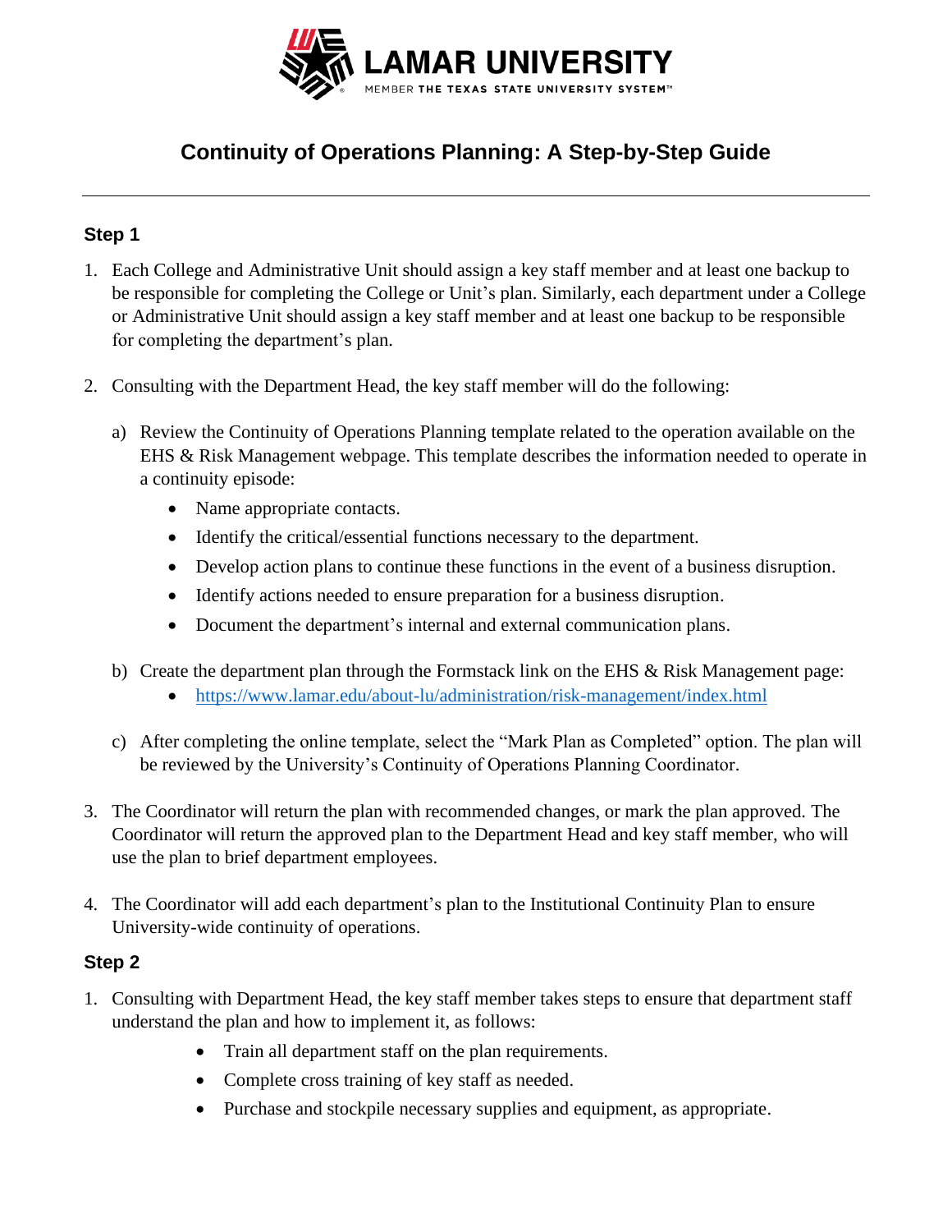LAMAR UNIVERSITY

MEMBER THE TEXAS STATE UNIVERSITY SYSTEM™

# Continuity of Operations Planning: A Step-by-Step Guide

---

## Step 1

1. Each College and Administrative Unit should assign a key staff member and at least one backup to be responsible for completing the College or Unit's plan. Similarly, each department under a College or Administrative Unit should assign a key staff member and at least one backup to be responsible for completing the department's plan.

2. Consulting with the Department Head, the key staff member will do the following:

   a) Review the Continuity of Operations Planning template related to the operation available on the EHS & Risk Management webpage. This template describes the information needed to operate in a continuity episode:
      - Name appropriate contacts.
      - Identify the critical/essential functions necessary to the department.
      - Develop action plans to continue these functions in the event of a business disruption.
      - Identify actions needed to ensure preparation for a business disruption.
      - Document the department's internal and external communication plans.

   b) Create the department plan through the Formstack link on the EHS & Risk Management page:
      - https://www.lamar.edu/about-lu/administration/risk-management/index.html

   c) After completing the online template, select the "Mark Plan as Completed" option. The plan will be reviewed by the University's Continuity of Operations Planning Coordinator.

3. The Coordinator will return the plan with recommended changes, or mark the plan approved. The Coordinator will return the approved plan to the Department Head and key staff member, who will use the plan to brief department employees.

4. The Coordinator will add each department's plan to the Institutional Continuity Plan to ensure University-wide continuity of operations.

## Step 2

1. Consulting with Department Head, the key staff member takes steps to ensure that department staff understand the plan and how to implement it, as follows:
   - Train all department staff on the plan requirements.
   - Complete cross training of key staff as needed.
   - Purchase and stockpile necessary supplies and equipment, as appropriate.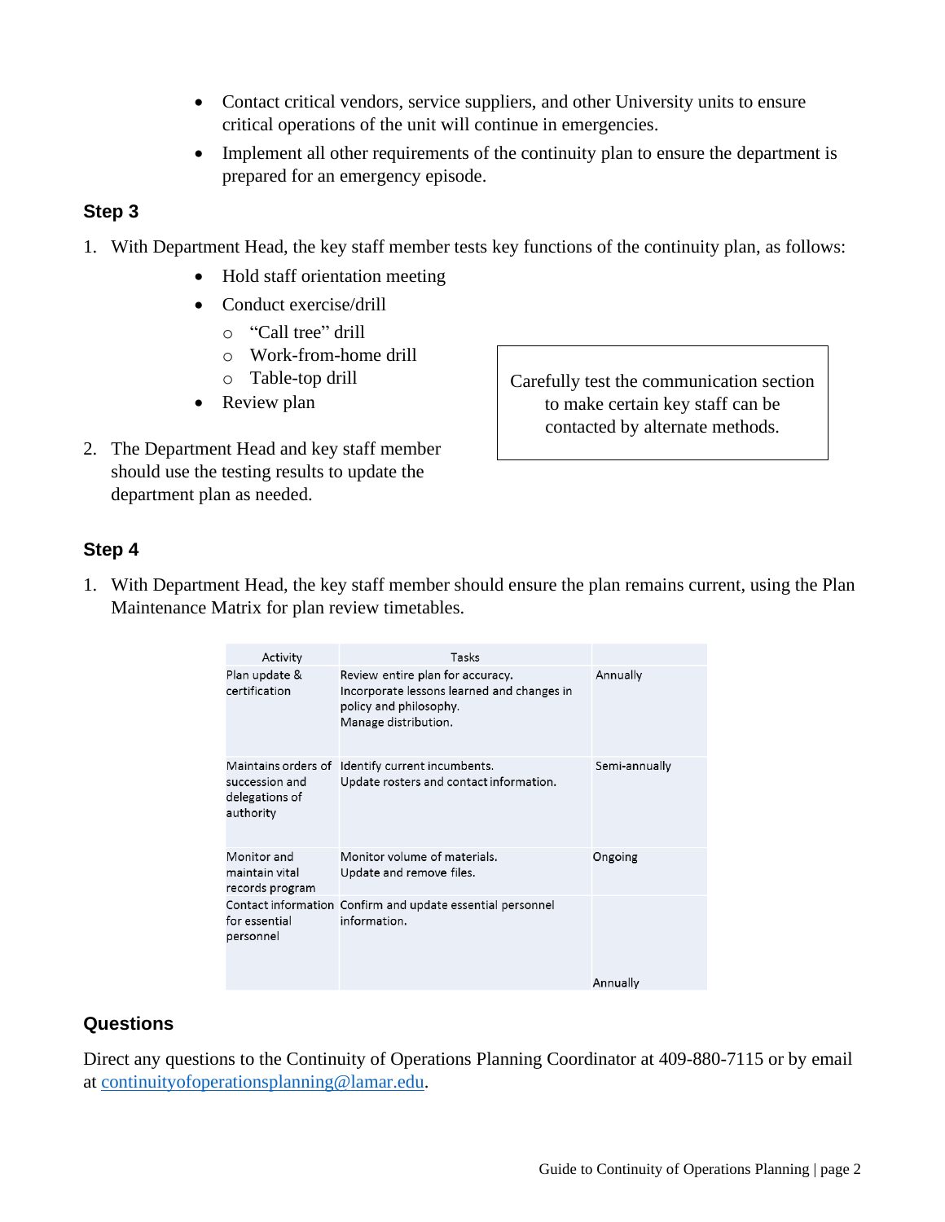- Contact critical vendors, service suppliers, and other University units to ensure critical operations of the unit will continue in emergencies.
- Implement all other requirements of the continuity plan to ensure the department is prepared for an emergency episode.

### Step 3

1. With Department Head, the key staff member tests key functions of the continuity plan, as follows:
   - Hold staff orientation meeting
   - Conduct exercise/drill
     - "Call tree" drill
     - Work-from-home drill
     - Table-top drill
   - Review plan
2. The Department Head and key staff member should use the testing results to update the department plan as needed.

> Carefully test the communication section to make certain key staff can be contacted by alternate methods.

### Step 4

1. With Department Head, the key staff member should ensure the plan remains current, using the Plan Maintenance Matrix for plan review timetables.

| Activity | Tasks | |
|---|---|---|
| Plan update & certification | Review entire plan for accuracy.<br>Incorporate lessons learned and changes in policy and philosophy.<br>Manage distribution. | Annually |
| Maintains orders of succession and delegations of authority | Identify current incumbents.<br>Update rosters and contact information. | Semi-annually |
| Monitor and maintain vital records program | Monitor volume of materials.<br>Update and remove files. | Ongoing |
| Contact information for essential personnel | Confirm and update essential personnel information. | Annually |

### Questions

Direct any questions to the Continuity of Operations Planning Coordinator at 409-880-7115 or by email at [continuityofoperationsplanning@lamar.edu](mailto:continuityofoperationsplanning@lamar.edu).